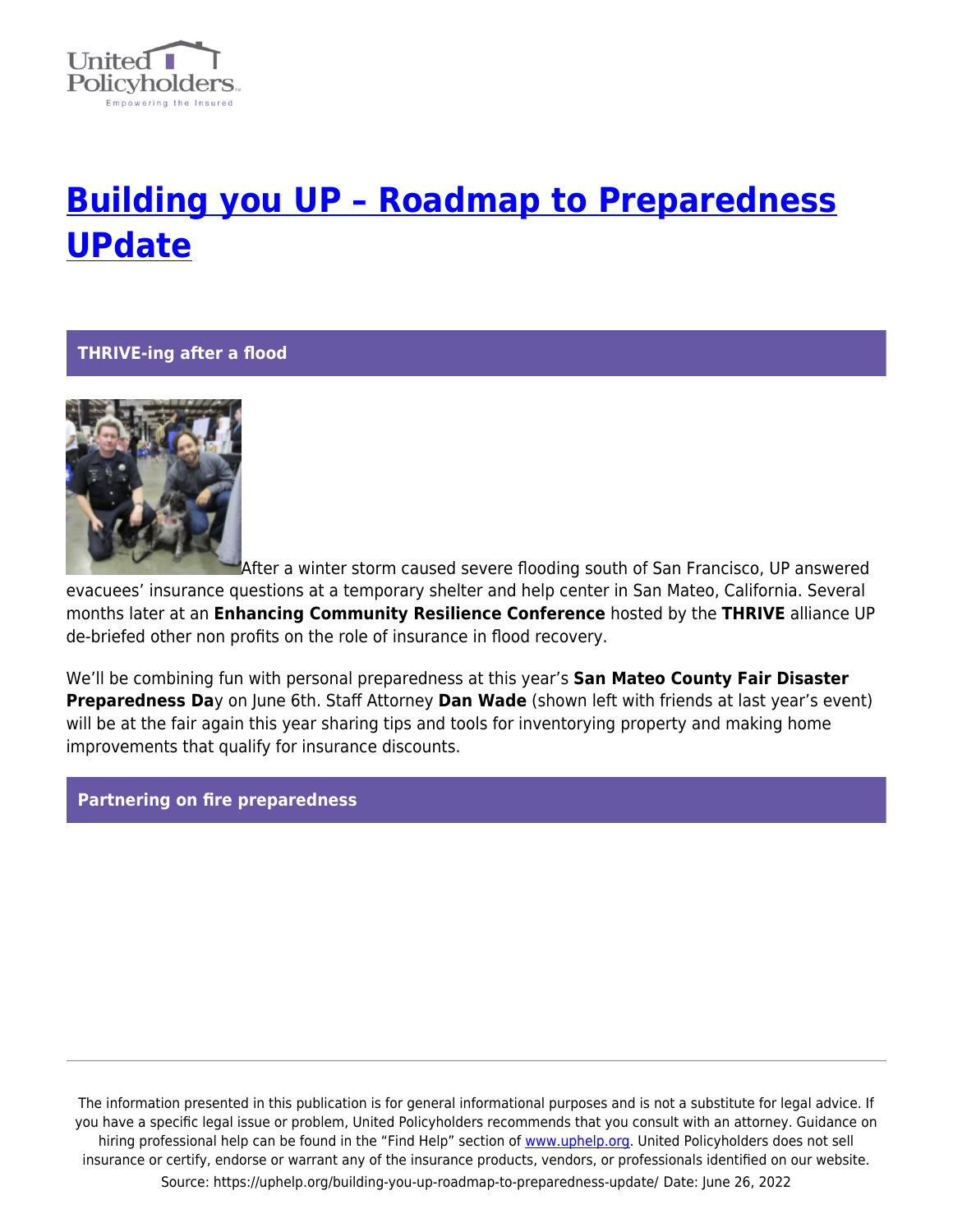# [Building you UP – Roadmap to Preparedness UPdate](https://uphelp.org/building-you-up-roadmap-to-preparedness-update/)

## THRIVE-ing after a flood

After a winter storm caused severe flooding south of San Francisco, UP answered evacuees' insurance questions at a temporary shelter and help center in San Mateo, California. Several months later at an **Enhancing Community Resilience Conference** hosted by the **THRIVE** alliance UP de-briefed other non profits on the role of insurance in flood recovery.

We'll be combining fun with personal preparedness at this year's **San Mateo County Fair Disaster Preparedness Da**y on June 6th. Staff Attorney **Dan Wade** (shown left with friends at last year's event) will be at the fair again this year sharing tips and tools for inventorying property and making home improvements that qualify for insurance discounts.

## Partnering on fire preparedness

The information presented in this publication is for general informational purposes and is not a substitute for legal advice. If you have a specific legal issue or problem, United Policyholders recommends that you consult with an attorney. Guidance on hiring professional help can be found in the "Find Help" section of [www.uphelp.org](http://www.uphelp.org). United Policyholders does not sell insurance or certify, endorse or warrant any of the insurance products, vendors, or professionals identified on our website.

Source: https://uphelp.org/building-you-up-roadmap-to-preparedness-update/ Date: June 26, 2022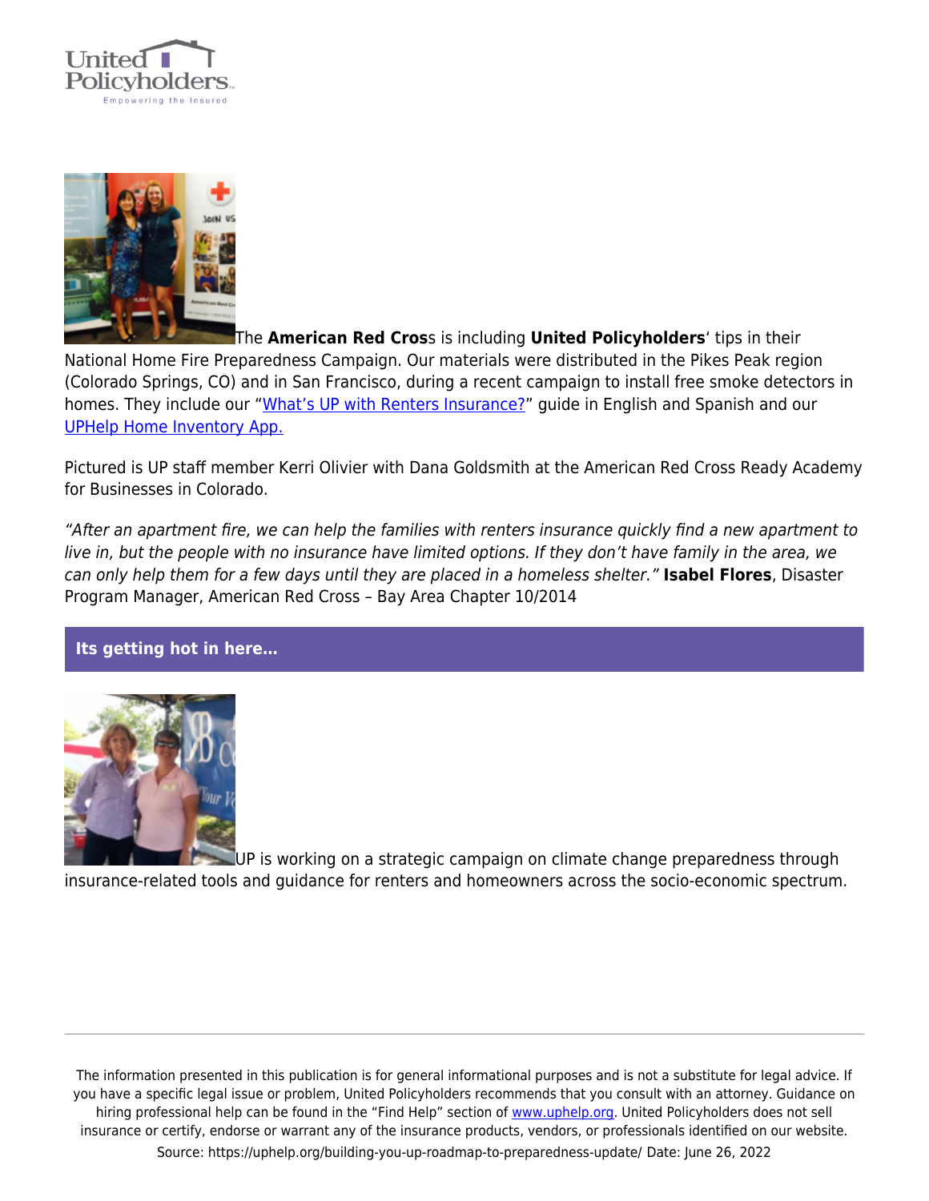The **American Red Cros**s is including **United Policyholders**' tips in their National Home Fire Preparedness Campaign. Our materials were distributed in the Pikes Peak region (Colorado Springs, CO) and in San Francisco, during a recent campaign to install free smoke detectors in homes. They include our "What's UP with Renters Insurance?" guide in English and Spanish and our UPHelp Home Inventory App.

Pictured is UP staff member Kerri Olivier with Dana Goldsmith at the American Red Cross Ready Academy for Businesses in Colorado.

*"After an apartment fire, we can help the families with renters insurance quickly find a new apartment to live in, but the people with no insurance have limited options. If they don't have family in the area, we can only help them for a few days until they are placed in a homeless shelter."* **Isabel Flores**, Disaster Program Manager, American Red Cross – Bay Area Chapter 10/2014

## Its getting hot in here...

UP is working on a strategic campaign on climate change preparedness through insurance-related tools and guidance for renters and homeowners across the socio-economic spectrum.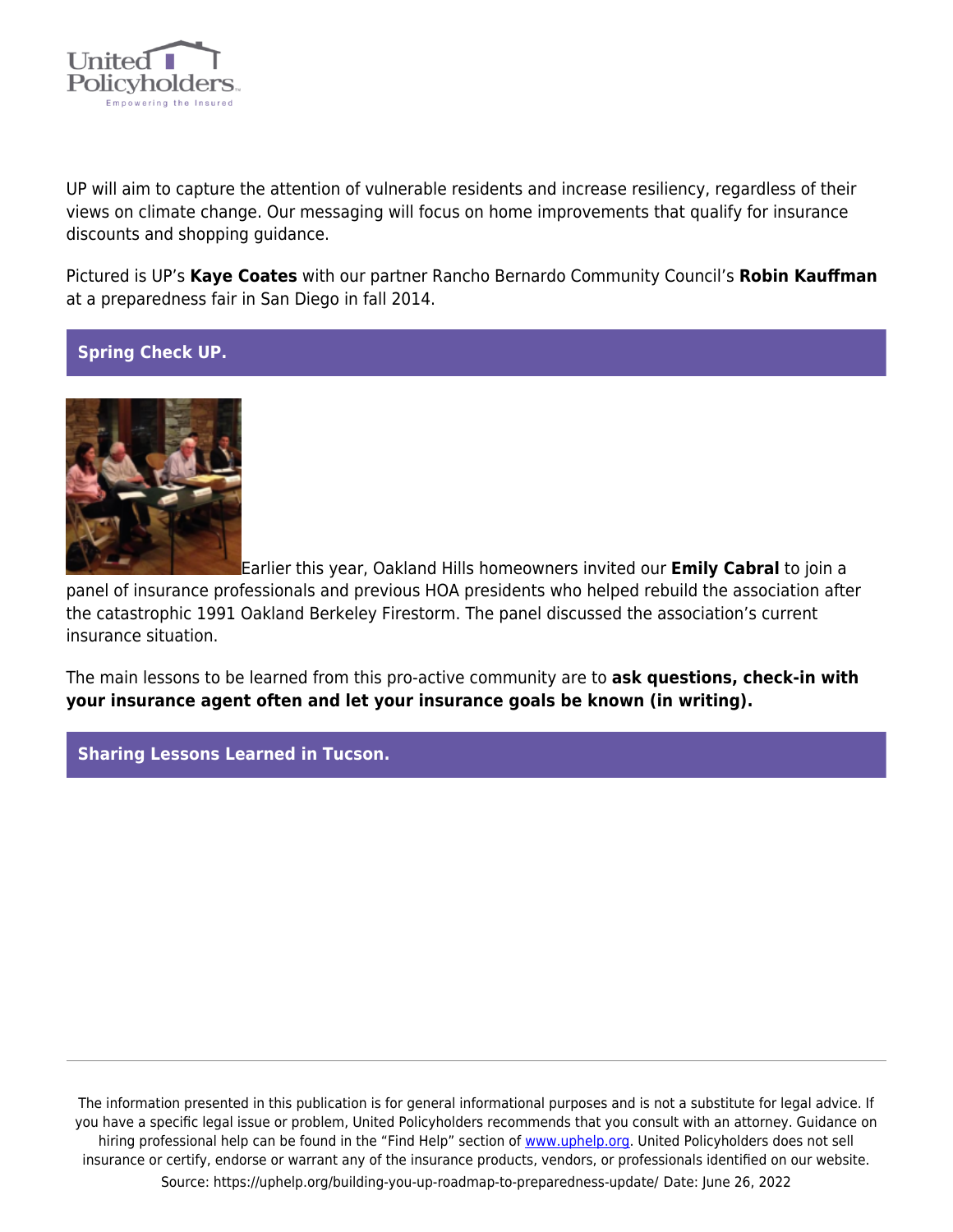UP will aim to capture the attention of vulnerable residents and increase resiliency, regardless of their views on climate change. Our messaging will focus on home improvements that qualify for insurance discounts and shopping guidance.

Pictured is UP's **Kaye Coates** with our partner Rancho Bernardo Community Council's **Robin Kauffman** at a preparedness fair in San Diego in fall 2014.

## Spring Check UP.

Earlier this year, Oakland Hills homeowners invited our **Emily Cabral** to join a panel of insurance professionals and previous HOA presidents who helped rebuild the association after the catastrophic 1991 Oakland Berkeley Firestorm. The panel discussed the association's current insurance situation.

The main lessons to be learned from this pro-active community are to **ask questions, check-in with your insurance agent often and let your insurance goals be known (in writing).**

## Sharing Lessons Learned in Tucson.

The information presented in this publication is for general informational purposes and is not a substitute for legal advice. If you have a specific legal issue or problem, United Policyholders recommends that you consult with an attorney. Guidance on hiring professional help can be found in the "Find Help" section of www.uphelp.org. United Policyholders does not sell insurance or certify, endorse or warrant any of the insurance products, vendors, or professionals identified on our website.

Source: https://uphelp.org/building-you-up-roadmap-to-preparedness-update/ Date: June 26, 2022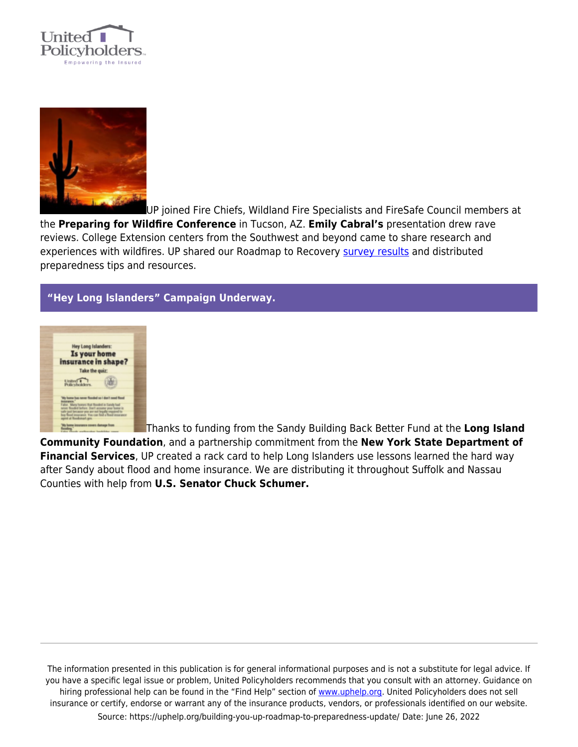UP joined Fire Chiefs, Wildland Fire Specialists and FireSafe Council members at the **Preparing for Wildfire Conference** in Tucson, AZ. **Emily Cabral's** presentation drew rave reviews. College Extension centers from the Southwest and beyond came to share research and experiences with wildfires. UP shared our Roadmap to Recovery survey results and distributed preparedness tips and resources.

## "Hey Long Islanders" Campaign Underway.

Thanks to funding from the Sandy Building Back Better Fund at the **Long Island Community Foundation**, and a partnership commitment from the **New York State Department of Financial Services**, UP created a rack card to help Long Islanders use lessons learned the hard way after Sandy about flood and home insurance. We are distributing it throughout Suffolk and Nassau Counties with help from **U.S. Senator Chuck Schumer.**

---

The information presented in this publication is for general informational purposes and is not a substitute for legal advice. If you have a specific legal issue or problem, United Policyholders recommends that you consult with an attorney. Guidance on hiring professional help can be found in the "Find Help" section of www.uphelp.org. United Policyholders does not sell insurance or certify, endorse or warrant any of the insurance products, vendors, or professionals identified on our website.

Source: https://uphelp.org/building-you-up-roadmap-to-preparedness-update/ Date: June 26, 2022